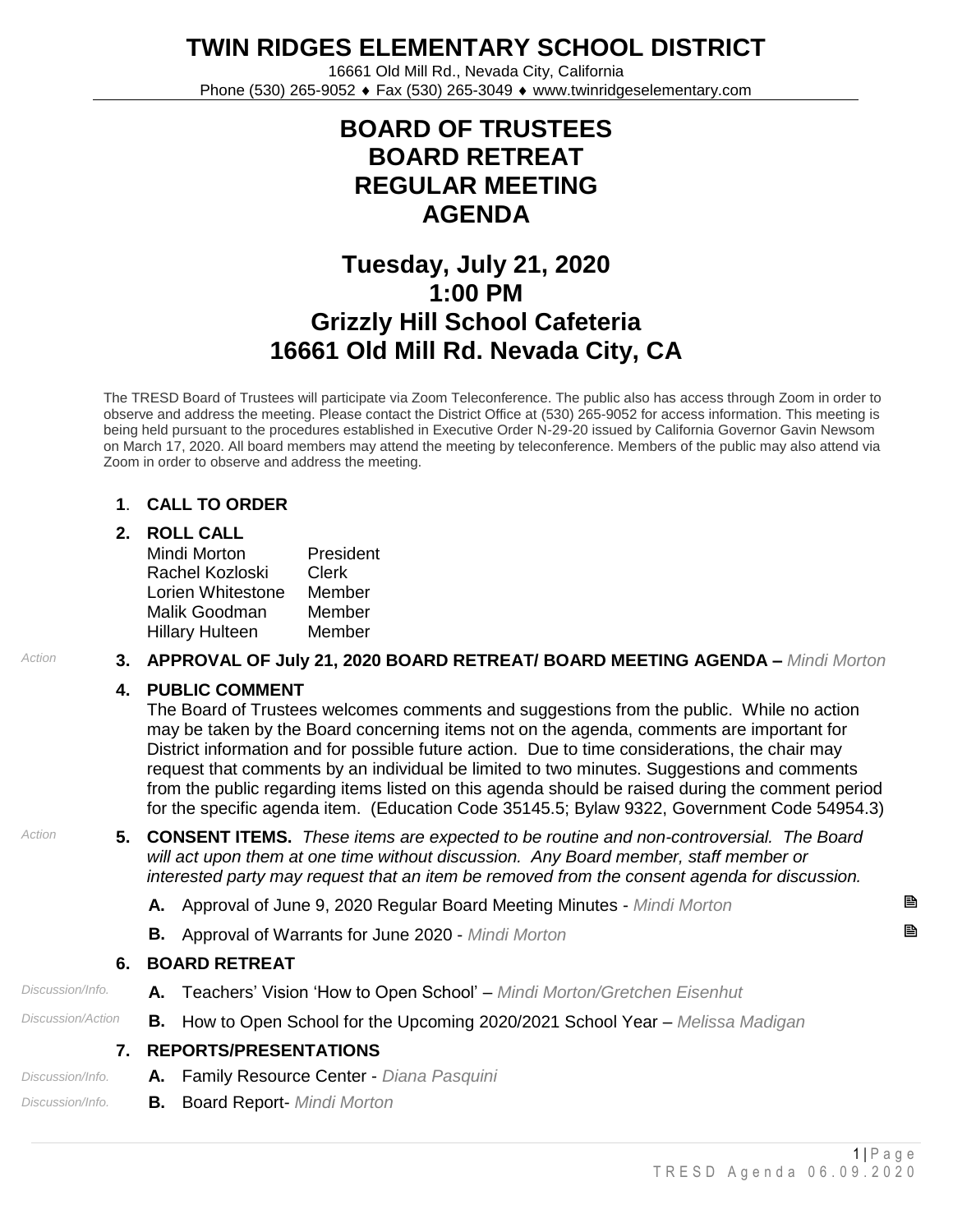# TWIN RIDGES ELEMENTARY SCHOOL DISTRICT

16661 Old Mill Rd., Nevada City, California
Phone (530) 265-9052 ♦ Fax (530) 265-3049 ♦ www.twinridgeselementary.com

## BOARD OF TRUSTEES
## BOARD RETREAT
## REGULAR MEETING
## AGENDA

## Tuesday, July 21, 2020
## 1:00 PM
## Grizzly Hill School Cafeteria
## 16661 Old Mill Rd. Nevada City, CA

The TRESD Board of Trustees will participate via Zoom Teleconference. The public also has access through Zoom in order to observe and address the meeting. Please contact the District Office at (530) 265-9052 for access information. This meeting is being held pursuant to the procedures established in Executive Order N-29-20 issued by California Governor Gavin Newsom on March 17, 2020. All board members may attend the meeting by teleconference. Members of the public may also attend via Zoom in order to observe and address the meeting.

**1. CALL TO ORDER**

**2. ROLL CALL**

| | |
|---|---|
| Mindi Morton | President |
| Rachel Kozloski | Clerk |
| Lorien Whitestone | Member |
| Malik Goodman | Member |
| Hillary Hulteen | Member |

*Action* **3. APPROVAL OF July 21, 2020 BOARD RETREAT/ BOARD MEETING AGENDA –** *Mindi Morton*

**4. PUBLIC COMMENT**

The Board of Trustees welcomes comments and suggestions from the public. While no action may be taken by the Board concerning items not on the agenda, comments are important for District information and for possible future action. Due to time considerations, the chair may request that comments by an individual be limited to two minutes. Suggestions and comments from the public regarding items listed on this agenda should be raised during the comment period for the specific agenda item. (Education Code 35145.5; Bylaw 9322, Government Code 54954.3)

*Action* **5. CONSENT ITEMS.** *These items are expected to be routine and non-controversial. The Board will act upon them at one time without discussion. Any Board member, staff member or interested party may request that an item be removed from the consent agenda for discussion.*

- **A.** Approval of June 9, 2020 Regular Board Meeting Minutes - *Mindi Morton*
- **B.** Approval of Warrants for June 2020 - *Mindi Morton*

**6. BOARD RETREAT**

*Discussion/Info.* **A.** Teachers' Vision 'How to Open School' – *Mindi Morton/Gretchen Eisenhut*

*Discussion/Action* **B.** How to Open School for the Upcoming 2020/2021 School Year – *Melissa Madigan*

**7. REPORTS/PRESENTATIONS**

*Discussion/Info.* **A.** Family Resource Center - *Diana Pasquini*

*Discussion/Info.* **B.** Board Report- *Mindi Morton*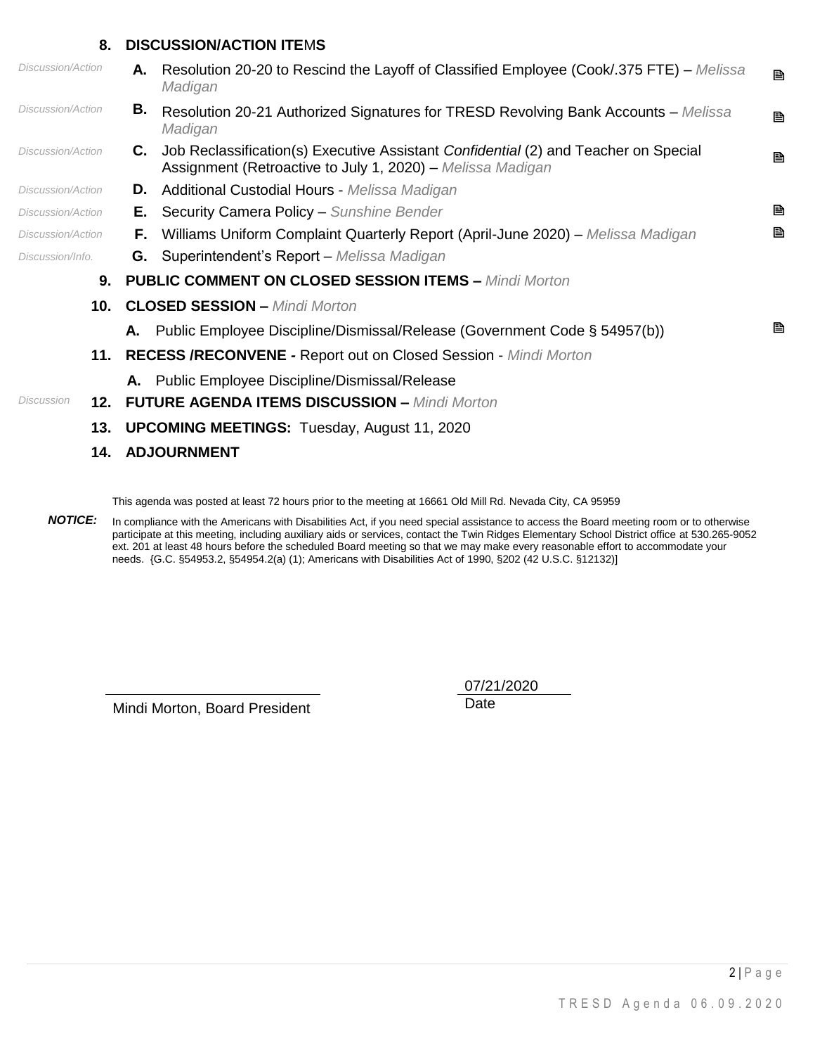## 8. DISCUSSION/ACTION ITEMS

*Discussion/Action* **A.** Resolution 20-20 to Rescind the Layoff of Classified Employee (Cook/.375 FTE) – *Melissa Madigan* 🖹

*Discussion/Action* **B.** Resolution 20-21 Authorized Signatures for TRESD Revolving Bank Accounts – *Melissa Madigan* 🖹

*Discussion/Action* **C.** Job Reclassification(s) Executive Assistant *Confidential* (2) and Teacher on Special Assignment (Retroactive to July 1, 2020) – *Melissa Madigan* 🖹

*Discussion/Action* **D.** Additional Custodial Hours - *Melissa Madigan*

*Discussion/Action* **E.** Security Camera Policy – *Sunshine Bender* 🖹

*Discussion/Action* **F.** Williams Uniform Complaint Quarterly Report (April-June 2020) – *Melissa Madigan* 🖹

*Discussion/Info.* **G.** Superintendent's Report – *Melissa Madigan*

## 9. PUBLIC COMMENT ON CLOSED SESSION ITEMS – *Mindi Morton*

## 10. CLOSED SESSION – *Mindi Morton*

**A.** Public Employee Discipline/Dismissal/Release (Government Code § 54957(b)) 🖹

## 11. RECESS /RECONVENE - Report out on Closed Session - *Mindi Morton*

**A.** Public Employee Discipline/Dismissal/Release

*Discussion* **12. FUTURE AGENDA ITEMS DISCUSSION –** *Mindi Morton*

**13. UPCOMING MEETINGS:** Tuesday, August 11, 2020

**14. ADJOURNMENT**

This agenda was posted at least 72 hours prior to the meeting at 16661 Old Mill Rd. Nevada City, CA 95959

***NOTICE:*** In compliance with the Americans with Disabilities Act, if you need special assistance to access the Board meeting room or to otherwise participate at this meeting, including auxiliary aids or services, contact the Twin Ridges Elementary School District office at 530.265-9052 ext. 201 at least 48 hours before the scheduled Board meeting so that we may make every reasonable effort to accommodate your needs. {G.C. §54953.2, §54954.2(a) (1); Americans with Disabilities Act of 1990, §202 (42 U.S.C. §12132)]

\_\_\_\_\_\_\_\_\_\_\_\_\_\_\_\_\_\_\_\_\_\_\_\_\_\_\_\_\_
Mindi Morton, Board President

07/21/2020
Date